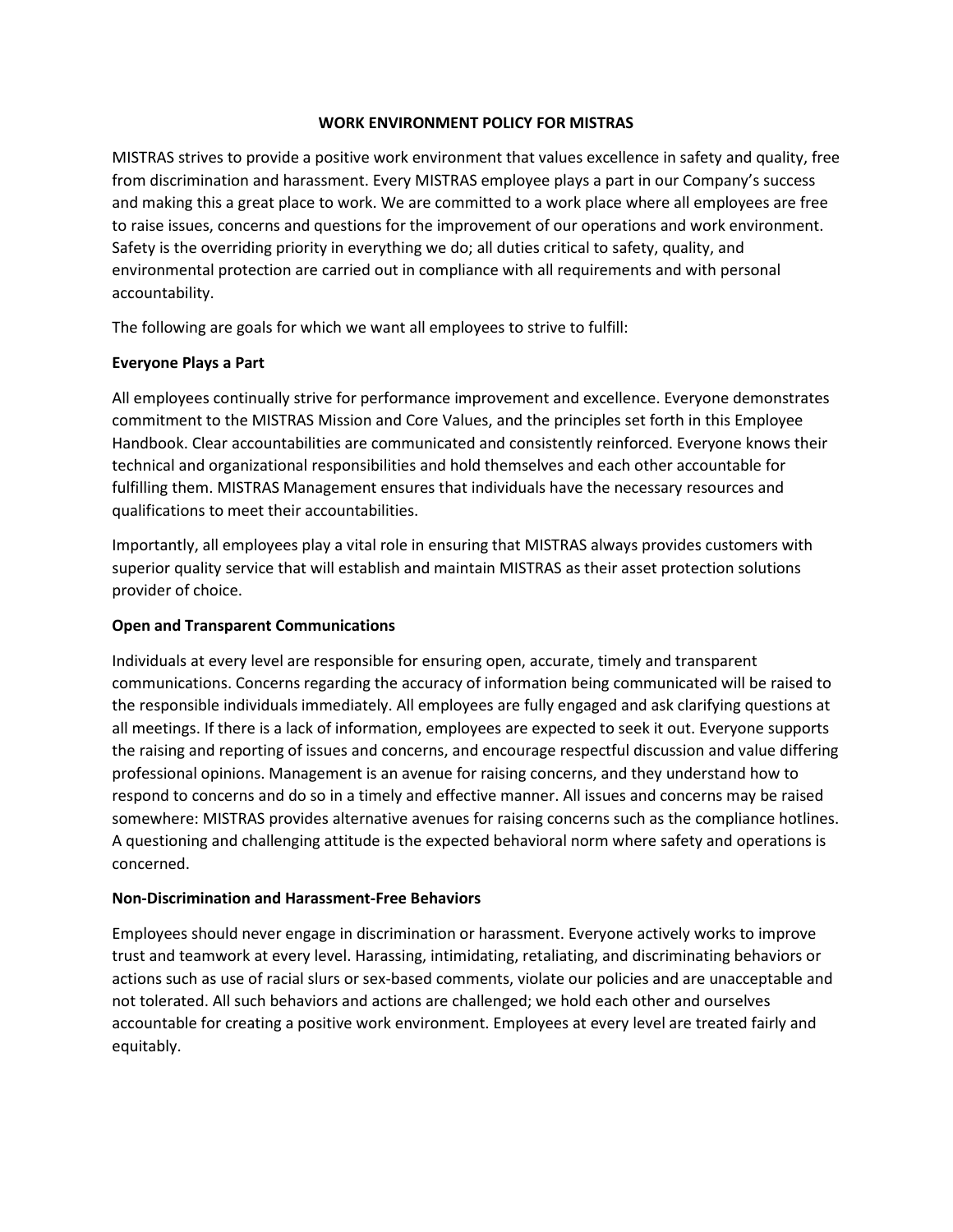# WORK ENVIRONMENT POLICY FOR MISTRAS

MISTRAS strives to provide a positive work environment that values excellence in safety and quality, free from discrimination and harassment. Every MISTRAS employee plays a part in our Company's success and making this a great place to work. We are committed to a work place where all employees are free to raise issues, concerns and questions for the improvement of our operations and work environment. Safety is the overriding priority in everything we do; all duties critical to safety, quality, and environmental protection are carried out in compliance with all requirements and with personal accountability.

The following are goals for which we want all employees to strive to fulfill:

## Everyone Plays a Part

All employees continually strive for performance improvement and excellence. Everyone demonstrates commitment to the MISTRAS Mission and Core Values, and the principles set forth in this Employee Handbook. Clear accountabilities are communicated and consistently reinforced. Everyone knows their technical and organizational responsibilities and hold themselves and each other accountable for fulfilling them. MISTRAS Management ensures that individuals have the necessary resources and qualifications to meet their accountabilities.

Importantly, all employees play a vital role in ensuring that MISTRAS always provides customers with superior quality service that will establish and maintain MISTRAS as their asset protection solutions provider of choice.

## Open and Transparent Communications

Individuals at every level are responsible for ensuring open, accurate, timely and transparent communications. Concerns regarding the accuracy of information being communicated will be raised to the responsible individuals immediately. All employees are fully engaged and ask clarifying questions at all meetings. If there is a lack of information, employees are expected to seek it out. Everyone supports the raising and reporting of issues and concerns, and encourage respectful discussion and value differing professional opinions. Management is an avenue for raising concerns, and they understand how to respond to concerns and do so in a timely and effective manner. All issues and concerns may be raised somewhere: MISTRAS provides alternative avenues for raising concerns such as the compliance hotlines. A questioning and challenging attitude is the expected behavioral norm where safety and operations is concerned.

## Non-Discrimination and Harassment-Free Behaviors

Employees should never engage in discrimination or harassment. Everyone actively works to improve trust and teamwork at every level. Harassing, intimidating, retaliating, and discriminating behaviors or actions such as use of racial slurs or sex-based comments, violate our policies and are unacceptable and not tolerated. All such behaviors and actions are challenged; we hold each other and ourselves accountable for creating a positive work environment. Employees at every level are treated fairly and equitably.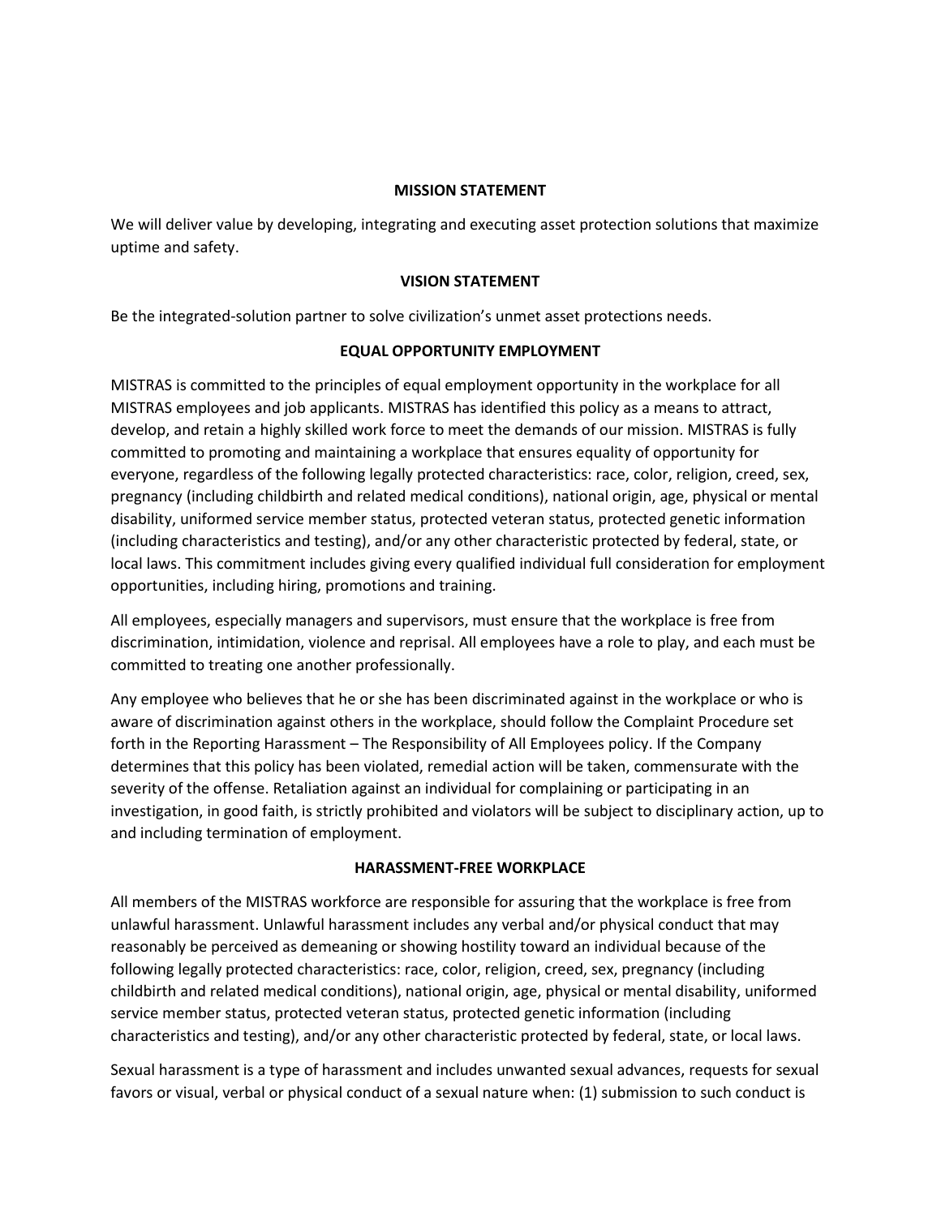## MISSION STATEMENT

We will deliver value by developing, integrating and executing asset protection solutions that maximize uptime and safety.

## VISION STATEMENT

Be the integrated-solution partner to solve civilization's unmet asset protections needs.

## EQUAL OPPORTUNITY EMPLOYMENT

MISTRAS is committed to the principles of equal employment opportunity in the workplace for all MISTRAS employees and job applicants. MISTRAS has identified this policy as a means to attract, develop, and retain a highly skilled work force to meet the demands of our mission. MISTRAS is fully committed to promoting and maintaining a workplace that ensures equality of opportunity for everyone, regardless of the following legally protected characteristics: race, color, religion, creed, sex, pregnancy (including childbirth and related medical conditions), national origin, age, physical or mental disability, uniformed service member status, protected veteran status, protected genetic information (including characteristics and testing), and/or any other characteristic protected by federal, state, or local laws. This commitment includes giving every qualified individual full consideration for employment opportunities, including hiring, promotions and training.

All employees, especially managers and supervisors, must ensure that the workplace is free from discrimination, intimidation, violence and reprisal. All employees have a role to play, and each must be committed to treating one another professionally.

Any employee who believes that he or she has been discriminated against in the workplace or who is aware of discrimination against others in the workplace, should follow the Complaint Procedure set forth in the Reporting Harassment – The Responsibility of All Employees policy. If the Company determines that this policy has been violated, remedial action will be taken, commensurate with the severity of the offense. Retaliation against an individual for complaining or participating in an investigation, in good faith, is strictly prohibited and violators will be subject to disciplinary action, up to and including termination of employment.

## HARASSMENT-FREE WORKPLACE

All members of the MISTRAS workforce are responsible for assuring that the workplace is free from unlawful harassment. Unlawful harassment includes any verbal and/or physical conduct that may reasonably be perceived as demeaning or showing hostility toward an individual because of the following legally protected characteristics: race, color, religion, creed, sex, pregnancy (including childbirth and related medical conditions), national origin, age, physical or mental disability, uniformed service member status, protected veteran status, protected genetic information (including characteristics and testing), and/or any other characteristic protected by federal, state, or local laws.

Sexual harassment is a type of harassment and includes unwanted sexual advances, requests for sexual favors or visual, verbal or physical conduct of a sexual nature when: (1) submission to such conduct is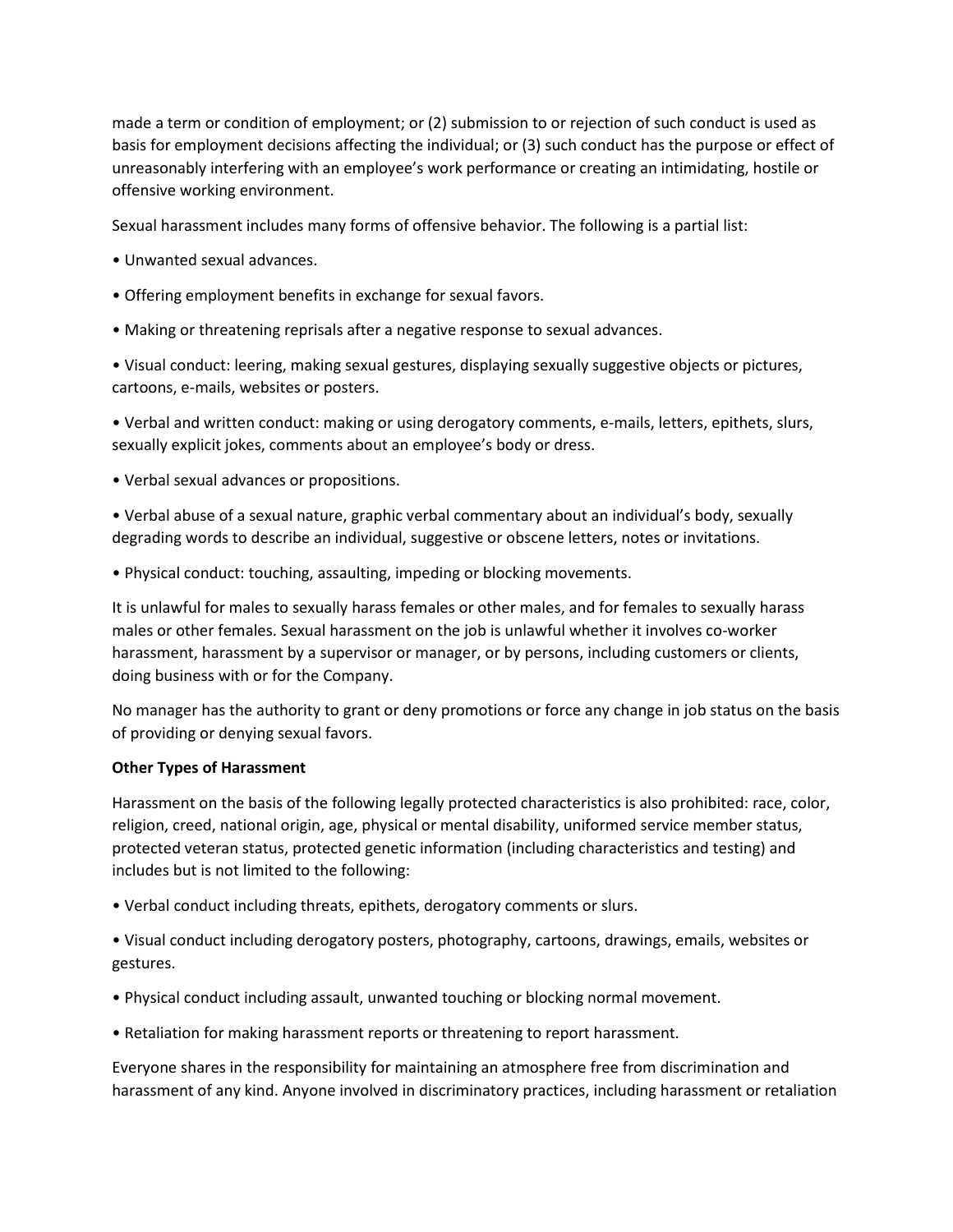made a term or condition of employment; or (2) submission to or rejection of such conduct is used as basis for employment decisions affecting the individual; or (3) such conduct has the purpose or effect of unreasonably interfering with an employee's work performance or creating an intimidating, hostile or offensive working environment.

Sexual harassment includes many forms of offensive behavior. The following is a partial list:

- Unwanted sexual advances.
- Offering employment benefits in exchange for sexual favors.
- Making or threatening reprisals after a negative response to sexual advances.
- Visual conduct: leering, making sexual gestures, displaying sexually suggestive objects or pictures, cartoons, e-mails, websites or posters.
- Verbal and written conduct: making or using derogatory comments, e-mails, letters, epithets, slurs, sexually explicit jokes, comments about an employee's body or dress.
- Verbal sexual advances or propositions.
- Verbal abuse of a sexual nature, graphic verbal commentary about an individual's body, sexually degrading words to describe an individual, suggestive or obscene letters, notes or invitations.
- Physical conduct: touching, assaulting, impeding or blocking movements.

It is unlawful for males to sexually harass females or other males, and for females to sexually harass males or other females. Sexual harassment on the job is unlawful whether it involves co-worker harassment, harassment by a supervisor or manager, or by persons, including customers or clients, doing business with or for the Company.

No manager has the authority to grant or deny promotions or force any change in job status on the basis of providing or denying sexual favors.

**Other Types of Harassment**

Harassment on the basis of the following legally protected characteristics is also prohibited: race, color, religion, creed, national origin, age, physical or mental disability, uniformed service member status, protected veteran status, protected genetic information (including characteristics and testing) and includes but is not limited to the following:

- Verbal conduct including threats, epithets, derogatory comments or slurs.
- Visual conduct including derogatory posters, photography, cartoons, drawings, emails, websites or gestures.
- Physical conduct including assault, unwanted touching or blocking normal movement.
- Retaliation for making harassment reports or threatening to report harassment.

Everyone shares in the responsibility for maintaining an atmosphere free from discrimination and harassment of any kind. Anyone involved in discriminatory practices, including harassment or retaliation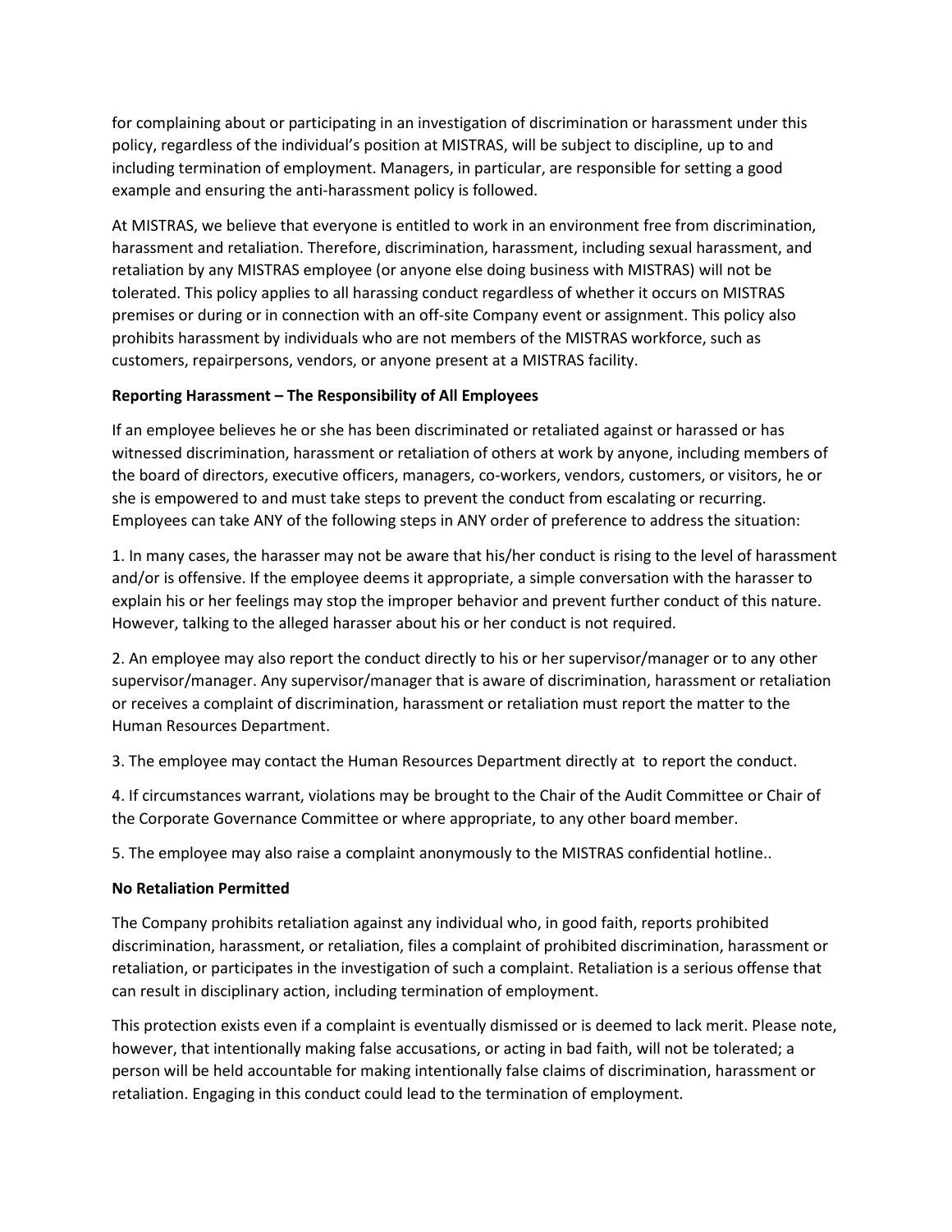for complaining about or participating in an investigation of discrimination or harassment under this policy, regardless of the individual's position at MISTRAS, will be subject to discipline, up to and including termination of employment. Managers, in particular, are responsible for setting a good example and ensuring the anti-harassment policy is followed.

At MISTRAS, we believe that everyone is entitled to work in an environment free from discrimination, harassment and retaliation. Therefore, discrimination, harassment, including sexual harassment, and retaliation by any MISTRAS employee (or anyone else doing business with MISTRAS) will not be tolerated. This policy applies to all harassing conduct regardless of whether it occurs on MISTRAS premises or during or in connection with an off-site Company event or assignment. This policy also prohibits harassment by individuals who are not members of the MISTRAS workforce, such as customers, repairpersons, vendors, or anyone present at a MISTRAS facility.

**Reporting Harassment – The Responsibility of All Employees**

If an employee believes he or she has been discriminated or retaliated against or harassed or has witnessed discrimination, harassment or retaliation of others at work by anyone, including members of the board of directors, executive officers, managers, co-workers, vendors, customers, or visitors, he or she is empowered to and must take steps to prevent the conduct from escalating or recurring. Employees can take ANY of the following steps in ANY order of preference to address the situation:

1. In many cases, the harasser may not be aware that his/her conduct is rising to the level of harassment and/or is offensive. If the employee deems it appropriate, a simple conversation with the harasser to explain his or her feelings may stop the improper behavior and prevent further conduct of this nature. However, talking to the alleged harasser about his or her conduct is not required.

2. An employee may also report the conduct directly to his or her supervisor/manager or to any other supervisor/manager. Any supervisor/manager that is aware of discrimination, harassment or retaliation or receives a complaint of discrimination, harassment or retaliation must report the matter to the Human Resources Department.

3. The employee may contact the Human Resources Department directly at  to report the conduct.

4. If circumstances warrant, violations may be brought to the Chair of the Audit Committee or Chair of the Corporate Governance Committee or where appropriate, to any other board member.

5. The employee may also raise a complaint anonymously to the MISTRAS confidential hotline..

**No Retaliation Permitted**

The Company prohibits retaliation against any individual who, in good faith, reports prohibited discrimination, harassment, or retaliation, files a complaint of prohibited discrimination, harassment or retaliation, or participates in the investigation of such a complaint. Retaliation is a serious offense that can result in disciplinary action, including termination of employment.

This protection exists even if a complaint is eventually dismissed or is deemed to lack merit. Please note, however, that intentionally making false accusations, or acting in bad faith, will not be tolerated; a person will be held accountable for making intentionally false claims of discrimination, harassment or retaliation. Engaging in this conduct could lead to the termination of employment.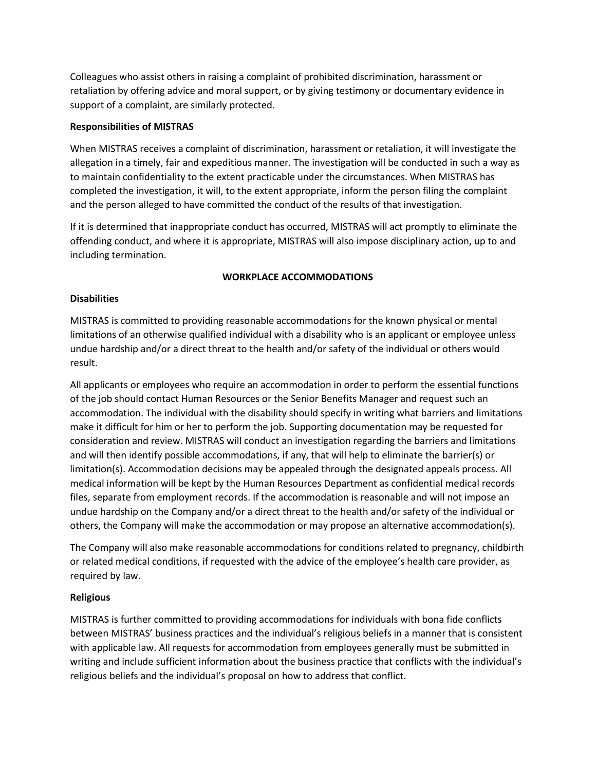Colleagues who assist others in raising a complaint of prohibited discrimination, harassment or retaliation by offering advice and moral support, or by giving testimony or documentary evidence in support of a complaint, are similarly protected.

**Responsibilities of MISTRAS**

When MISTRAS receives a complaint of discrimination, harassment or retaliation, it will investigate the allegation in a timely, fair and expeditious manner. The investigation will be conducted in such a way as to maintain confidentiality to the extent practicable under the circumstances. When MISTRAS has completed the investigation, it will, to the extent appropriate, inform the person filing the complaint and the person alleged to have committed the conduct of the results of that investigation.

If it is determined that inappropriate conduct has occurred, MISTRAS will act promptly to eliminate the offending conduct, and where it is appropriate, MISTRAS will also impose disciplinary action, up to and including termination.

## WORKPLACE ACCOMMODATIONS

**Disabilities**

MISTRAS is committed to providing reasonable accommodations for the known physical or mental limitations of an otherwise qualified individual with a disability who is an applicant or employee unless undue hardship and/or a direct threat to the health and/or safety of the individual or others would result.

All applicants or employees who require an accommodation in order to perform the essential functions of the job should contact Human Resources or the Senior Benefits Manager and request such an accommodation. The individual with the disability should specify in writing what barriers and limitations make it difficult for him or her to perform the job. Supporting documentation may be requested for consideration and review. MISTRAS will conduct an investigation regarding the barriers and limitations and will then identify possible accommodations, if any, that will help to eliminate the barrier(s) or limitation(s). Accommodation decisions may be appealed through the designated appeals process. All medical information will be kept by the Human Resources Department as confidential medical records files, separate from employment records. If the accommodation is reasonable and will not impose an undue hardship on the Company and/or a direct threat to the health and/or safety of the individual or others, the Company will make the accommodation or may propose an alternative accommodation(s).

The Company will also make reasonable accommodations for conditions related to pregnancy, childbirth or related medical conditions, if requested with the advice of the employee's health care provider, as required by law.

**Religious**

MISTRAS is further committed to providing accommodations for individuals with bona fide conflicts between MISTRAS' business practices and the individual's religious beliefs in a manner that is consistent with applicable law. All requests for accommodation from employees generally must be submitted in writing and include sufficient information about the business practice that conflicts with the individual's religious beliefs and the individual's proposal on how to address that conflict.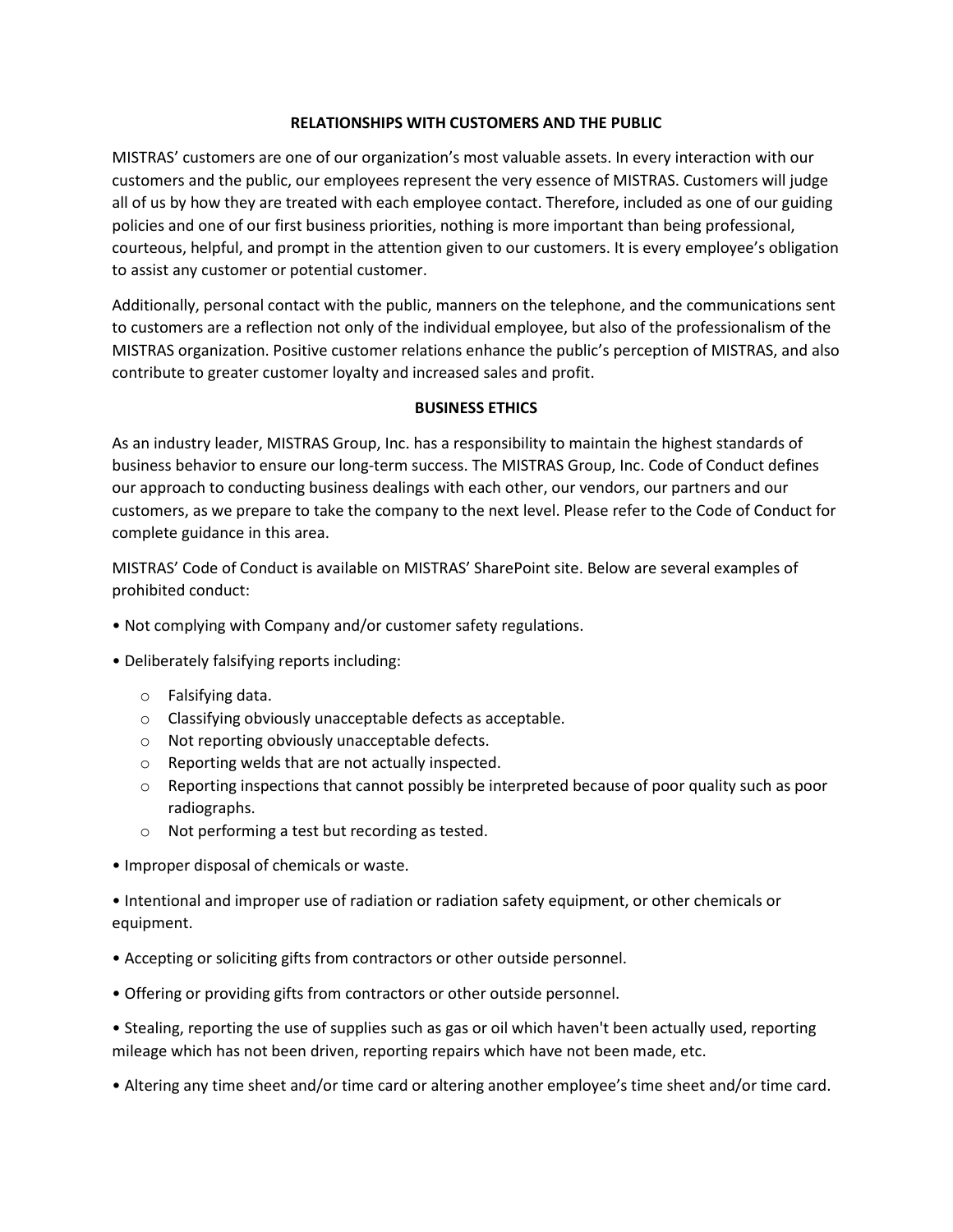## RELATIONSHIPS WITH CUSTOMERS AND THE PUBLIC

MISTRAS' customers are one of our organization's most valuable assets. In every interaction with our customers and the public, our employees represent the very essence of MISTRAS. Customers will judge all of us by how they are treated with each employee contact. Therefore, included as one of our guiding policies and one of our first business priorities, nothing is more important than being professional, courteous, helpful, and prompt in the attention given to our customers. It is every employee's obligation to assist any customer or potential customer.

Additionally, personal contact with the public, manners on the telephone, and the communications sent to customers are a reflection not only of the individual employee, but also of the professionalism of the MISTRAS organization. Positive customer relations enhance the public's perception of MISTRAS, and also contribute to greater customer loyalty and increased sales and profit.

## BUSINESS ETHICS

As an industry leader, MISTRAS Group, Inc. has a responsibility to maintain the highest standards of business behavior to ensure our long-term success. The MISTRAS Group, Inc. Code of Conduct defines our approach to conducting business dealings with each other, our vendors, our partners and our customers, as we prepare to take the company to the next level. Please refer to the Code of Conduct for complete guidance in this area.

MISTRAS' Code of Conduct is available on MISTRAS' SharePoint site. Below are several examples of prohibited conduct:

- Not complying with Company and/or customer safety regulations.
- Deliberately falsifying reports including:
  - Falsifying data.
  - Classifying obviously unacceptable defects as acceptable.
  - Not reporting obviously unacceptable defects.
  - Reporting welds that are not actually inspected.
  - Reporting inspections that cannot possibly be interpreted because of poor quality such as poor radiographs.
  - Not performing a test but recording as tested.
- Improper disposal of chemicals or waste.
- Intentional and improper use of radiation or radiation safety equipment, or other chemicals or equipment.
- Accepting or soliciting gifts from contractors or other outside personnel.
- Offering or providing gifts from contractors or other outside personnel.
- Stealing, reporting the use of supplies such as gas or oil which haven't been actually used, reporting mileage which has not been driven, reporting repairs which have not been made, etc.
- Altering any time sheet and/or time card or altering another employee's time sheet and/or time card.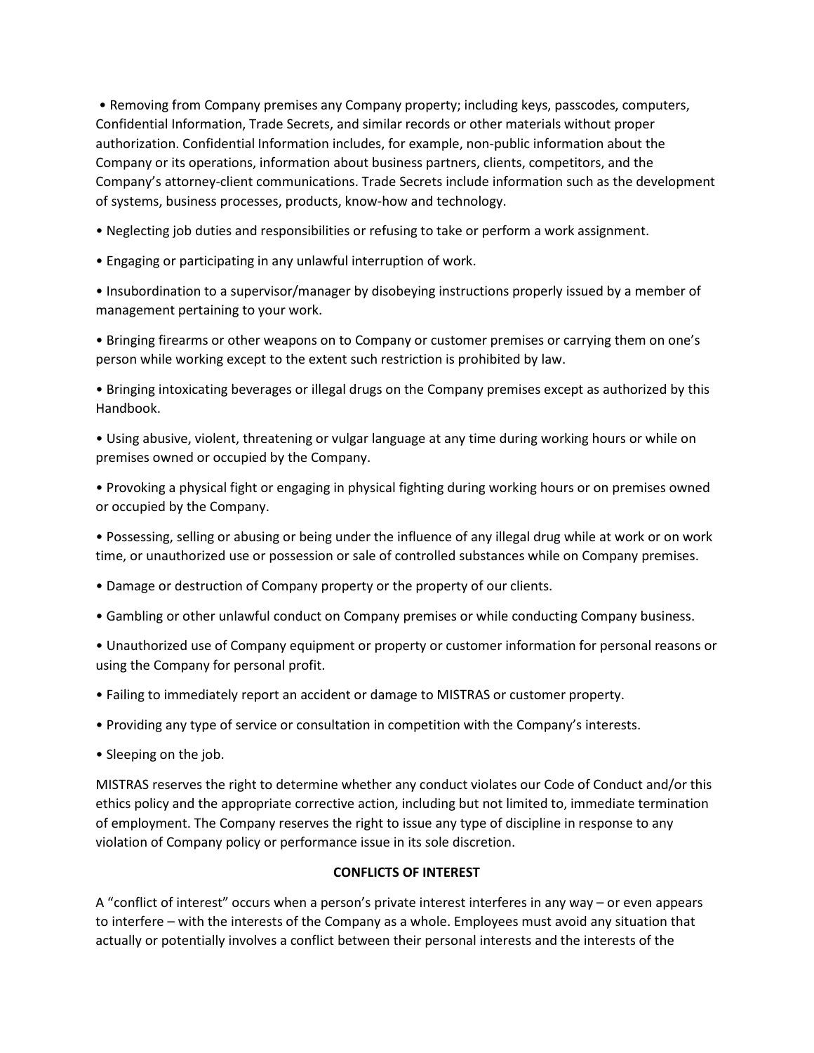- Removing from Company premises any Company property; including keys, passcodes, computers, Confidential Information, Trade Secrets, and similar records or other materials without proper authorization. Confidential Information includes, for example, non-public information about the Company or its operations, information about business partners, clients, competitors, and the Company's attorney-client communications. Trade Secrets include information such as the development of systems, business processes, products, know-how and technology.

- Neglecting job duties and responsibilities or refusing to take or perform a work assignment.

- Engaging or participating in any unlawful interruption of work.

- Insubordination to a supervisor/manager by disobeying instructions properly issued by a member of management pertaining to your work.

- Bringing firearms or other weapons on to Company or customer premises or carrying them on one's person while working except to the extent such restriction is prohibited by law.

- Bringing intoxicating beverages or illegal drugs on the Company premises except as authorized by this Handbook.

- Using abusive, violent, threatening or vulgar language at any time during working hours or while on premises owned or occupied by the Company.

- Provoking a physical fight or engaging in physical fighting during working hours or on premises owned or occupied by the Company.

- Possessing, selling or abusing or being under the influence of any illegal drug while at work or on work time, or unauthorized use or possession or sale of controlled substances while on Company premises.

- Damage or destruction of Company property or the property of our clients.

- Gambling or other unlawful conduct on Company premises or while conducting Company business.

- Unauthorized use of Company equipment or property or customer information for personal reasons or using the Company for personal profit.

- Failing to immediately report an accident or damage to MISTRAS or customer property.

- Providing any type of service or consultation in competition with the Company's interests.

- Sleeping on the job.

MISTRAS reserves the right to determine whether any conduct violates our Code of Conduct and/or this ethics policy and the appropriate corrective action, including but not limited to, immediate termination of employment. The Company reserves the right to issue any type of discipline in response to any violation of Company policy or performance issue in its sole discretion.

## CONFLICTS OF INTEREST

A "conflict of interest" occurs when a person's private interest interferes in any way – or even appears to interfere – with the interests of the Company as a whole. Employees must avoid any situation that actually or potentially involves a conflict between their personal interests and the interests of the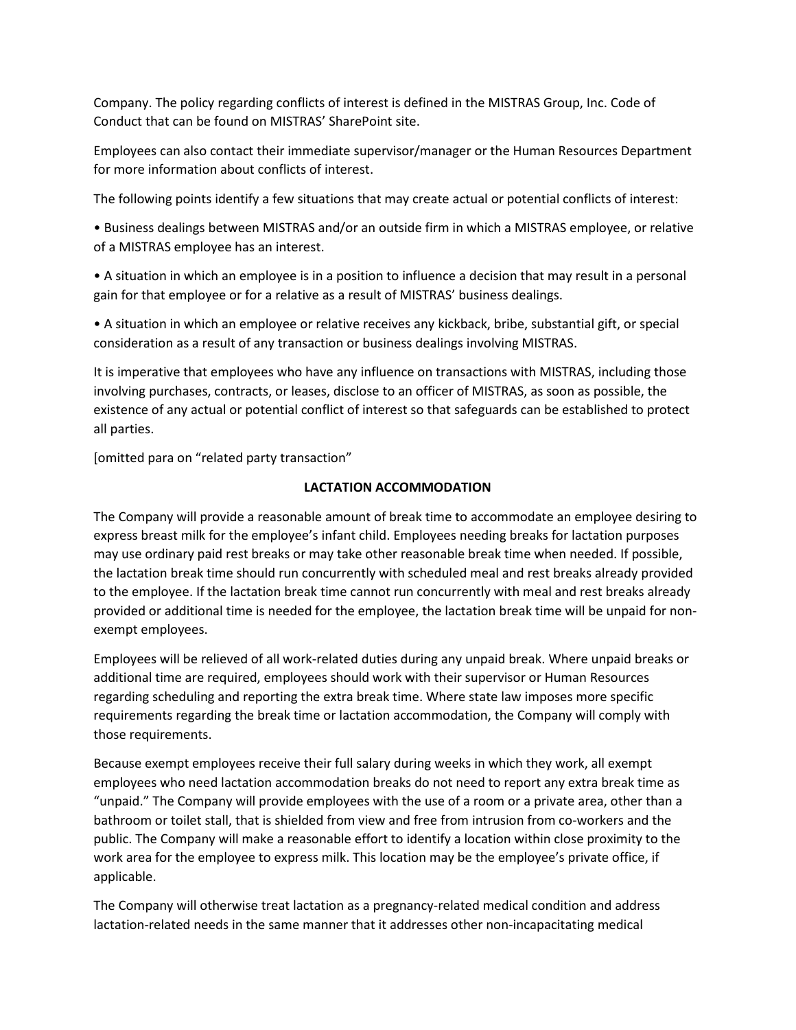Company. The policy regarding conflicts of interest is defined in the MISTRAS Group, Inc. Code of Conduct that can be found on MISTRAS' SharePoint site.

Employees can also contact their immediate supervisor/manager or the Human Resources Department for more information about conflicts of interest.

The following points identify a few situations that may create actual or potential conflicts of interest:

• Business dealings between MISTRAS and/or an outside firm in which a MISTRAS employee, or relative of a MISTRAS employee has an interest.

• A situation in which an employee is in a position to influence a decision that may result in a personal gain for that employee or for a relative as a result of MISTRAS' business dealings.

• A situation in which an employee or relative receives any kickback, bribe, substantial gift, or special consideration as a result of any transaction or business dealings involving MISTRAS.

It is imperative that employees who have any influence on transactions with MISTRAS, including those involving purchases, contracts, or leases, disclose to an officer of MISTRAS, as soon as possible, the existence of any actual or potential conflict of interest so that safeguards can be established to protect all parties.

[omitted para on "related party transaction"

## LACTATION ACCOMMODATION

The Company will provide a reasonable amount of break time to accommodate an employee desiring to express breast milk for the employee's infant child. Employees needing breaks for lactation purposes may use ordinary paid rest breaks or may take other reasonable break time when needed. If possible, the lactation break time should run concurrently with scheduled meal and rest breaks already provided to the employee. If the lactation break time cannot run concurrently with meal and rest breaks already provided or additional time is needed for the employee, the lactation break time will be unpaid for non-exempt employees.

Employees will be relieved of all work-related duties during any unpaid break. Where unpaid breaks or additional time are required, employees should work with their supervisor or Human Resources regarding scheduling and reporting the extra break time. Where state law imposes more specific requirements regarding the break time or lactation accommodation, the Company will comply with those requirements.

Because exempt employees receive their full salary during weeks in which they work, all exempt employees who need lactation accommodation breaks do not need to report any extra break time as "unpaid." The Company will provide employees with the use of a room or a private area, other than a bathroom or toilet stall, that is shielded from view and free from intrusion from co-workers and the public. The Company will make a reasonable effort to identify a location within close proximity to the work area for the employee to express milk. This location may be the employee's private office, if applicable.

The Company will otherwise treat lactation as a pregnancy-related medical condition and address lactation-related needs in the same manner that it addresses other non-incapacitating medical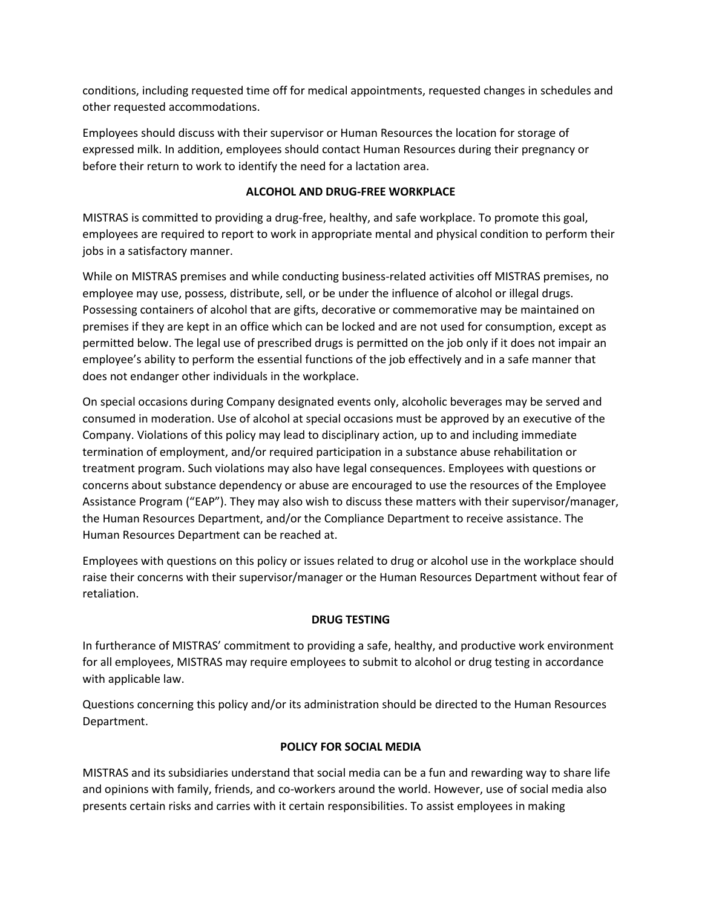conditions, including requested time off for medical appointments, requested changes in schedules and other requested accommodations.

Employees should discuss with their supervisor or Human Resources the location for storage of expressed milk. In addition, employees should contact Human Resources during their pregnancy or before their return to work to identify the need for a lactation area.

## ALCOHOL AND DRUG-FREE WORKPLACE

MISTRAS is committed to providing a drug-free, healthy, and safe workplace. To promote this goal, employees are required to report to work in appropriate mental and physical condition to perform their jobs in a satisfactory manner.

While on MISTRAS premises and while conducting business-related activities off MISTRAS premises, no employee may use, possess, distribute, sell, or be under the influence of alcohol or illegal drugs. Possessing containers of alcohol that are gifts, decorative or commemorative may be maintained on premises if they are kept in an office which can be locked and are not used for consumption, except as permitted below. The legal use of prescribed drugs is permitted on the job only if it does not impair an employee's ability to perform the essential functions of the job effectively and in a safe manner that does not endanger other individuals in the workplace.

On special occasions during Company designated events only, alcoholic beverages may be served and consumed in moderation. Use of alcohol at special occasions must be approved by an executive of the Company. Violations of this policy may lead to disciplinary action, up to and including immediate termination of employment, and/or required participation in a substance abuse rehabilitation or treatment program. Such violations may also have legal consequences. Employees with questions or concerns about substance dependency or abuse are encouraged to use the resources of the Employee Assistance Program ("EAP"). They may also wish to discuss these matters with their supervisor/manager, the Human Resources Department, and/or the Compliance Department to receive assistance. The Human Resources Department can be reached at.

Employees with questions on this policy or issues related to drug or alcohol use in the workplace should raise their concerns with their supervisor/manager or the Human Resources Department without fear of retaliation.

## DRUG TESTING

In furtherance of MISTRAS' commitment to providing a safe, healthy, and productive work environment for all employees, MISTRAS may require employees to submit to alcohol or drug testing in accordance with applicable law.

Questions concerning this policy and/or its administration should be directed to the Human Resources Department.

## POLICY FOR SOCIAL MEDIA

MISTRAS and its subsidiaries understand that social media can be a fun and rewarding way to share life and opinions with family, friends, and co-workers around the world. However, use of social media also presents certain risks and carries with it certain responsibilities. To assist employees in making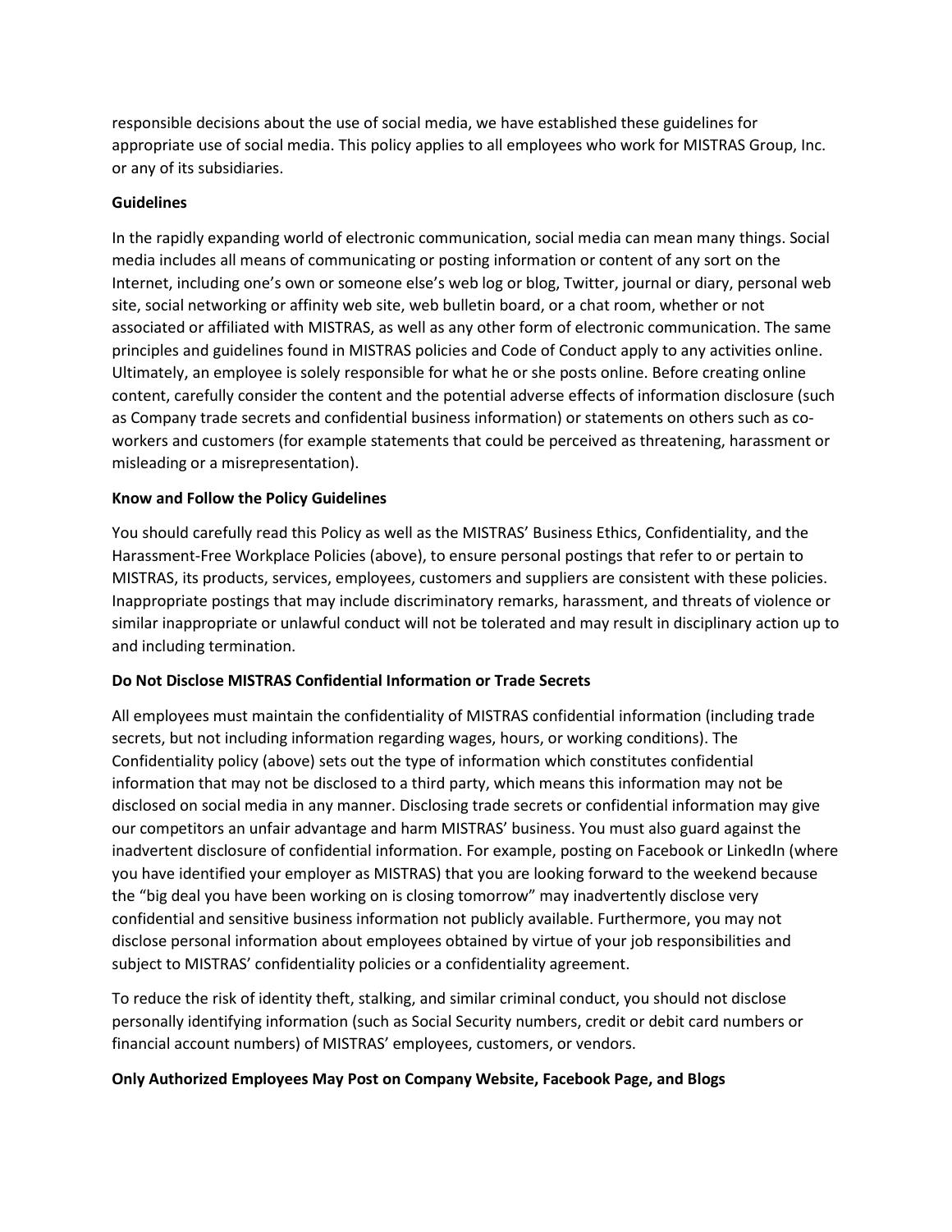responsible decisions about the use of social media, we have established these guidelines for appropriate use of social media. This policy applies to all employees who work for MISTRAS Group, Inc. or any of its subsidiaries.

**Guidelines**

In the rapidly expanding world of electronic communication, social media can mean many things. Social media includes all means of communicating or posting information or content of any sort on the Internet, including one's own or someone else's web log or blog, Twitter, journal or diary, personal web site, social networking or affinity web site, web bulletin board, or a chat room, whether or not associated or affiliated with MISTRAS, as well as any other form of electronic communication. The same principles and guidelines found in MISTRAS policies and Code of Conduct apply to any activities online. Ultimately, an employee is solely responsible for what he or she posts online. Before creating online content, carefully consider the content and the potential adverse effects of information disclosure (such as Company trade secrets and confidential business information) or statements on others such as co-workers and customers (for example statements that could be perceived as threatening, harassment or misleading or a misrepresentation).

**Know and Follow the Policy Guidelines**

You should carefully read this Policy as well as the MISTRAS' Business Ethics, Confidentiality, and the Harassment-Free Workplace Policies (above), to ensure personal postings that refer to or pertain to MISTRAS, its products, services, employees, customers and suppliers are consistent with these policies. Inappropriate postings that may include discriminatory remarks, harassment, and threats of violence or similar inappropriate or unlawful conduct will not be tolerated and may result in disciplinary action up to and including termination.

**Do Not Disclose MISTRAS Confidential Information or Trade Secrets**

All employees must maintain the confidentiality of MISTRAS confidential information (including trade secrets, but not including information regarding wages, hours, or working conditions). The Confidentiality policy (above) sets out the type of information which constitutes confidential information that may not be disclosed to a third party, which means this information may not be disclosed on social media in any manner. Disclosing trade secrets or confidential information may give our competitors an unfair advantage and harm MISTRAS' business. You must also guard against the inadvertent disclosure of confidential information. For example, posting on Facebook or LinkedIn (where you have identified your employer as MISTRAS) that you are looking forward to the weekend because the "big deal you have been working on is closing tomorrow" may inadvertently disclose very confidential and sensitive business information not publicly available. Furthermore, you may not disclose personal information about employees obtained by virtue of your job responsibilities and subject to MISTRAS' confidentiality policies or a confidentiality agreement.

To reduce the risk of identity theft, stalking, and similar criminal conduct, you should not disclose personally identifying information (such as Social Security numbers, credit or debit card numbers or financial account numbers) of MISTRAS' employees, customers, or vendors.

**Only Authorized Employees May Post on Company Website, Facebook Page, and Blogs**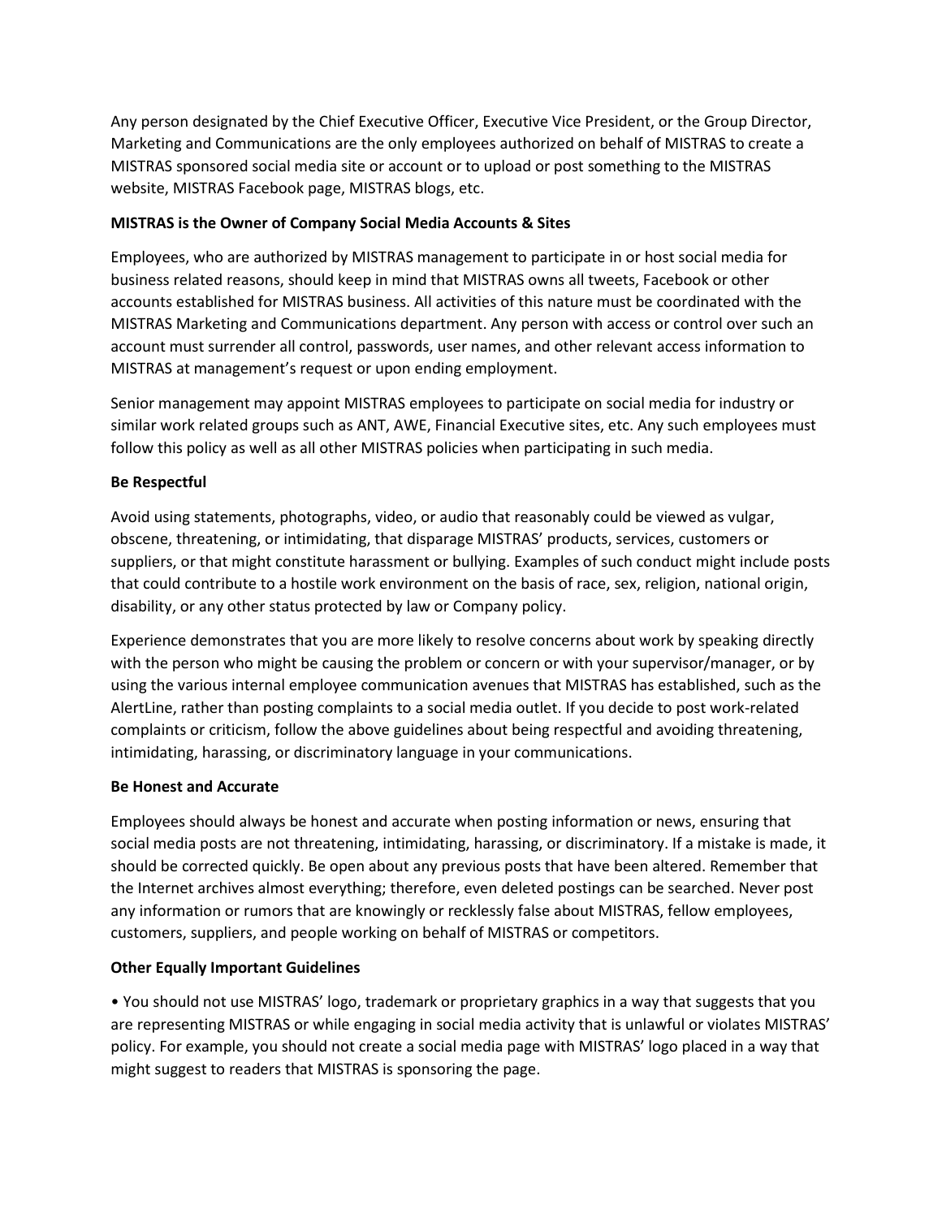Any person designated by the Chief Executive Officer, Executive Vice President, or the Group Director, Marketing and Communications are the only employees authorized on behalf of MISTRAS to create a MISTRAS sponsored social media site or account or to upload or post something to the MISTRAS website, MISTRAS Facebook page, MISTRAS blogs, etc.

**MISTRAS is the Owner of Company Social Media Accounts & Sites**

Employees, who are authorized by MISTRAS management to participate in or host social media for business related reasons, should keep in mind that MISTRAS owns all tweets, Facebook or other accounts established for MISTRAS business. All activities of this nature must be coordinated with the MISTRAS Marketing and Communications department. Any person with access or control over such an account must surrender all control, passwords, user names, and other relevant access information to MISTRAS at management's request or upon ending employment.

Senior management may appoint MISTRAS employees to participate on social media for industry or similar work related groups such as ANT, AWE, Financial Executive sites, etc. Any such employees must follow this policy as well as all other MISTRAS policies when participating in such media.

**Be Respectful**

Avoid using statements, photographs, video, or audio that reasonably could be viewed as vulgar, obscene, threatening, or intimidating, that disparage MISTRAS' products, services, customers or suppliers, or that might constitute harassment or bullying. Examples of such conduct might include posts that could contribute to a hostile work environment on the basis of race, sex, religion, national origin, disability, or any other status protected by law or Company policy.

Experience demonstrates that you are more likely to resolve concerns about work by speaking directly with the person who might be causing the problem or concern or with your supervisor/manager, or by using the various internal employee communication avenues that MISTRAS has established, such as the AlertLine, rather than posting complaints to a social media outlet. If you decide to post work-related complaints or criticism, follow the above guidelines about being respectful and avoiding threatening, intimidating, harassing, or discriminatory language in your communications.

**Be Honest and Accurate**

Employees should always be honest and accurate when posting information or news, ensuring that social media posts are not threatening, intimidating, harassing, or discriminatory. If a mistake is made, it should be corrected quickly. Be open about any previous posts that have been altered. Remember that the Internet archives almost everything; therefore, even deleted postings can be searched. Never post any information or rumors that are knowingly or recklessly false about MISTRAS, fellow employees, customers, suppliers, and people working on behalf of MISTRAS or competitors.

**Other Equally Important Guidelines**

- You should not use MISTRAS' logo, trademark or proprietary graphics in a way that suggests that you are representing MISTRAS or while engaging in social media activity that is unlawful or violates MISTRAS' policy. For example, you should not create a social media page with MISTRAS' logo placed in a way that might suggest to readers that MISTRAS is sponsoring the page.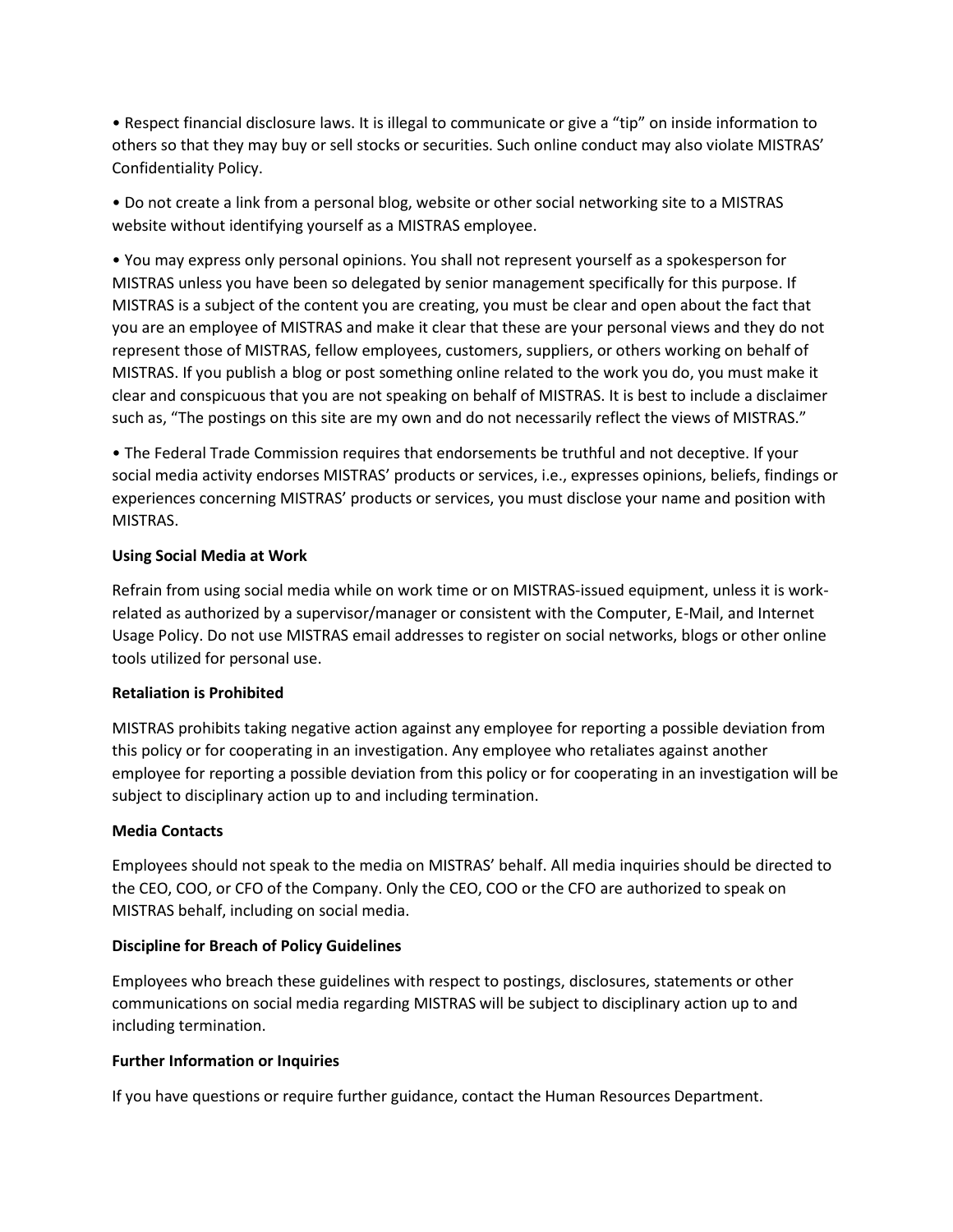- Respect financial disclosure laws. It is illegal to communicate or give a "tip" on inside information to others so that they may buy or sell stocks or securities. Such online conduct may also violate MISTRAS' Confidentiality Policy.

- Do not create a link from a personal blog, website or other social networking site to a MISTRAS website without identifying yourself as a MISTRAS employee.

- You may express only personal opinions. You shall not represent yourself as a spokesperson for MISTRAS unless you have been so delegated by senior management specifically for this purpose. If MISTRAS is a subject of the content you are creating, you must be clear and open about the fact that you are an employee of MISTRAS and make it clear that these are your personal views and they do not represent those of MISTRAS, fellow employees, customers, suppliers, or others working on behalf of MISTRAS. If you publish a blog or post something online related to the work you do, you must make it clear and conspicuous that you are not speaking on behalf of MISTRAS. It is best to include a disclaimer such as, "The postings on this site are my own and do not necessarily reflect the views of MISTRAS."

- The Federal Trade Commission requires that endorsements be truthful and not deceptive. If your social media activity endorses MISTRAS' products or services, i.e., expresses opinions, beliefs, findings or experiences concerning MISTRAS' products or services, you must disclose your name and position with MISTRAS.

**Using Social Media at Work**

Refrain from using social media while on work time or on MISTRAS-issued equipment, unless it is work-related as authorized by a supervisor/manager or consistent with the Computer, E-Mail, and Internet Usage Policy. Do not use MISTRAS email addresses to register on social networks, blogs or other online tools utilized for personal use.

**Retaliation is Prohibited**

MISTRAS prohibits taking negative action against any employee for reporting a possible deviation from this policy or for cooperating in an investigation. Any employee who retaliates against another employee for reporting a possible deviation from this policy or for cooperating in an investigation will be subject to disciplinary action up to and including termination.

**Media Contacts**

Employees should not speak to the media on MISTRAS' behalf. All media inquiries should be directed to the CEO, COO, or CFO of the Company. Only the CEO, COO or the CFO are authorized to speak on MISTRAS behalf, including on social media.

**Discipline for Breach of Policy Guidelines**

Employees who breach these guidelines with respect to postings, disclosures, statements or other communications on social media regarding MISTRAS will be subject to disciplinary action up to and including termination.

**Further Information or Inquiries**

If you have questions or require further guidance, contact the Human Resources Department.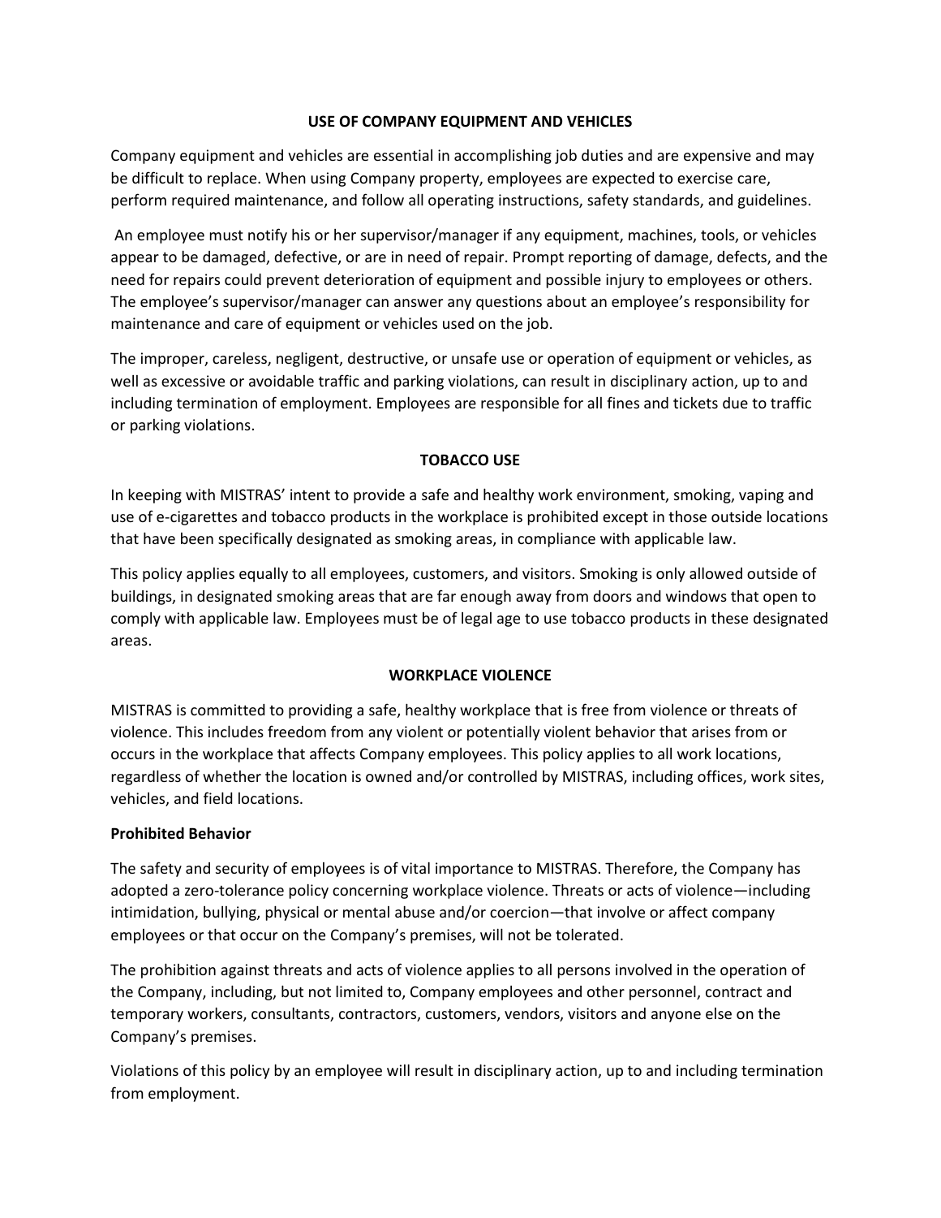## USE OF COMPANY EQUIPMENT AND VEHICLES

Company equipment and vehicles are essential in accomplishing job duties and are expensive and may be difficult to replace. When using Company property, employees are expected to exercise care, perform required maintenance, and follow all operating instructions, safety standards, and guidelines.

An employee must notify his or her supervisor/manager if any equipment, machines, tools, or vehicles appear to be damaged, defective, or are in need of repair. Prompt reporting of damage, defects, and the need for repairs could prevent deterioration of equipment and possible injury to employees or others. The employee's supervisor/manager can answer any questions about an employee's responsibility for maintenance and care of equipment or vehicles used on the job.

The improper, careless, negligent, destructive, or unsafe use or operation of equipment or vehicles, as well as excessive or avoidable traffic and parking violations, can result in disciplinary action, up to and including termination of employment. Employees are responsible for all fines and tickets due to traffic or parking violations.

## TOBACCO USE

In keeping with MISTRAS' intent to provide a safe and healthy work environment, smoking, vaping and use of e-cigarettes and tobacco products in the workplace is prohibited except in those outside locations that have been specifically designated as smoking areas, in compliance with applicable law.

This policy applies equally to all employees, customers, and visitors. Smoking is only allowed outside of buildings, in designated smoking areas that are far enough away from doors and windows that open to comply with applicable law. Employees must be of legal age to use tobacco products in these designated areas.

## WORKPLACE VIOLENCE

MISTRAS is committed to providing a safe, healthy workplace that is free from violence or threats of violence. This includes freedom from any violent or potentially violent behavior that arises from or occurs in the workplace that affects Company employees. This policy applies to all work locations, regardless of whether the location is owned and/or controlled by MISTRAS, including offices, work sites, vehicles, and field locations.

### Prohibited Behavior

The safety and security of employees is of vital importance to MISTRAS. Therefore, the Company has adopted a zero-tolerance policy concerning workplace violence. Threats or acts of violence—including intimidation, bullying, physical or mental abuse and/or coercion—that involve or affect company employees or that occur on the Company's premises, will not be tolerated.

The prohibition against threats and acts of violence applies to all persons involved in the operation of the Company, including, but not limited to, Company employees and other personnel, contract and temporary workers, consultants, contractors, customers, vendors, visitors and anyone else on the Company's premises.

Violations of this policy by an employee will result in disciplinary action, up to and including termination from employment.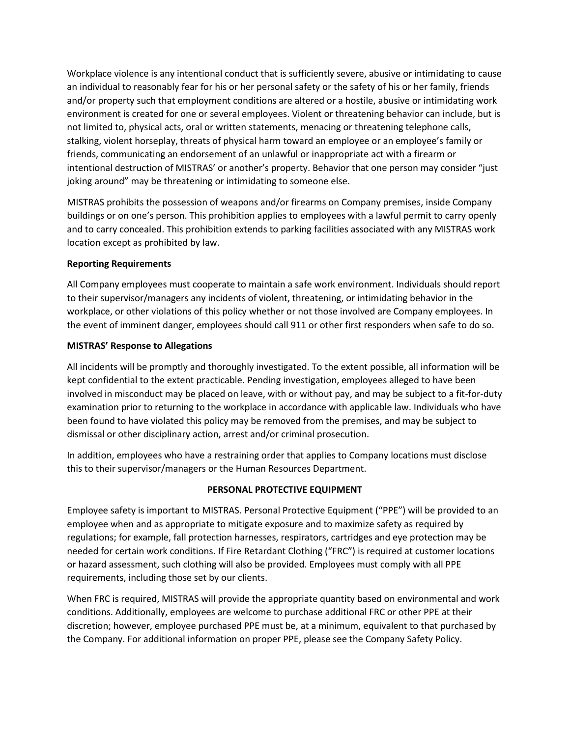Workplace violence is any intentional conduct that is sufficiently severe, abusive or intimidating to cause an individual to reasonably fear for his or her personal safety or the safety of his or her family, friends and/or property such that employment conditions are altered or a hostile, abusive or intimidating work environment is created for one or several employees. Violent or threatening behavior can include, but is not limited to, physical acts, oral or written statements, menacing or threatening telephone calls, stalking, violent horseplay, threats of physical harm toward an employee or an employee's family or friends, communicating an endorsement of an unlawful or inappropriate act with a firearm or intentional destruction of MISTRAS' or another's property. Behavior that one person may consider "just joking around" may be threatening or intimidating to someone else.

MISTRAS prohibits the possession of weapons and/or firearms on Company premises, inside Company buildings or on one's person. This prohibition applies to employees with a lawful permit to carry openly and to carry concealed. This prohibition extends to parking facilities associated with any MISTRAS work location except as prohibited by law.

**Reporting Requirements**

All Company employees must cooperate to maintain a safe work environment. Individuals should report to their supervisor/managers any incidents of violent, threatening, or intimidating behavior in the workplace, or other violations of this policy whether or not those involved are Company employees. In the event of imminent danger, employees should call 911 or other first responders when safe to do so.

**MISTRAS' Response to Allegations**

All incidents will be promptly and thoroughly investigated. To the extent possible, all information will be kept confidential to the extent practicable. Pending investigation, employees alleged to have been involved in misconduct may be placed on leave, with or without pay, and may be subject to a fit-for-duty examination prior to returning to the workplace in accordance with applicable law. Individuals who have been found to have violated this policy may be removed from the premises, and may be subject to dismissal or other disciplinary action, arrest and/or criminal prosecution.

In addition, employees who have a restraining order that applies to Company locations must disclose this to their supervisor/managers or the Human Resources Department.

## PERSONAL PROTECTIVE EQUIPMENT

Employee safety is important to MISTRAS. Personal Protective Equipment ("PPE") will be provided to an employee when and as appropriate to mitigate exposure and to maximize safety as required by regulations; for example, fall protection harnesses, respirators, cartridges and eye protection may be needed for certain work conditions. If Fire Retardant Clothing ("FRC") is required at customer locations or hazard assessment, such clothing will also be provided. Employees must comply with all PPE requirements, including those set by our clients.

When FRC is required, MISTRAS will provide the appropriate quantity based on environmental and work conditions. Additionally, employees are welcome to purchase additional FRC or other PPE at their discretion; however, employee purchased PPE must be, at a minimum, equivalent to that purchased by the Company. For additional information on proper PPE, please see the Company Safety Policy.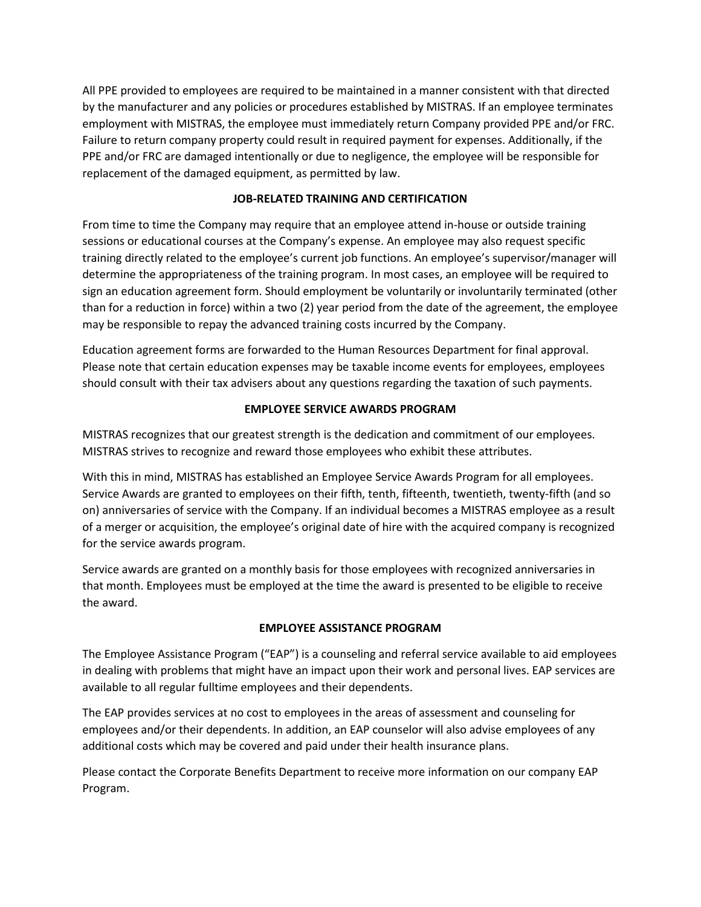All PPE provided to employees are required to be maintained in a manner consistent with that directed by the manufacturer and any policies or procedures established by MISTRAS. If an employee terminates employment with MISTRAS, the employee must immediately return Company provided PPE and/or FRC. Failure to return company property could result in required payment for expenses. Additionally, if the PPE and/or FRC are damaged intentionally or due to negligence, the employee will be responsible for replacement of the damaged equipment, as permitted by law.

## JOB-RELATED TRAINING AND CERTIFICATION

From time to time the Company may require that an employee attend in-house or outside training sessions or educational courses at the Company's expense. An employee may also request specific training directly related to the employee's current job functions. An employee's supervisor/manager will determine the appropriateness of the training program. In most cases, an employee will be required to sign an education agreement form. Should employment be voluntarily or involuntarily terminated (other than for a reduction in force) within a two (2) year period from the date of the agreement, the employee may be responsible to repay the advanced training costs incurred by the Company.

Education agreement forms are forwarded to the Human Resources Department for final approval. Please note that certain education expenses may be taxable income events for employees, employees should consult with their tax advisers about any questions regarding the taxation of such payments.

## EMPLOYEE SERVICE AWARDS PROGRAM

MISTRAS recognizes that our greatest strength is the dedication and commitment of our employees. MISTRAS strives to recognize and reward those employees who exhibit these attributes.

With this in mind, MISTRAS has established an Employee Service Awards Program for all employees. Service Awards are granted to employees on their fifth, tenth, fifteenth, twentieth, twenty-fifth (and so on) anniversaries of service with the Company. If an individual becomes a MISTRAS employee as a result of a merger or acquisition, the employee's original date of hire with the acquired company is recognized for the service awards program.

Service awards are granted on a monthly basis for those employees with recognized anniversaries in that month. Employees must be employed at the time the award is presented to be eligible to receive the award.

## EMPLOYEE ASSISTANCE PROGRAM

The Employee Assistance Program ("EAP") is a counseling and referral service available to aid employees in dealing with problems that might have an impact upon their work and personal lives. EAP services are available to all regular fulltime employees and their dependents.

The EAP provides services at no cost to employees in the areas of assessment and counseling for employees and/or their dependents. In addition, an EAP counselor will also advise employees of any additional costs which may be covered and paid under their health insurance plans.

Please contact the Corporate Benefits Department to receive more information on our company EAP Program.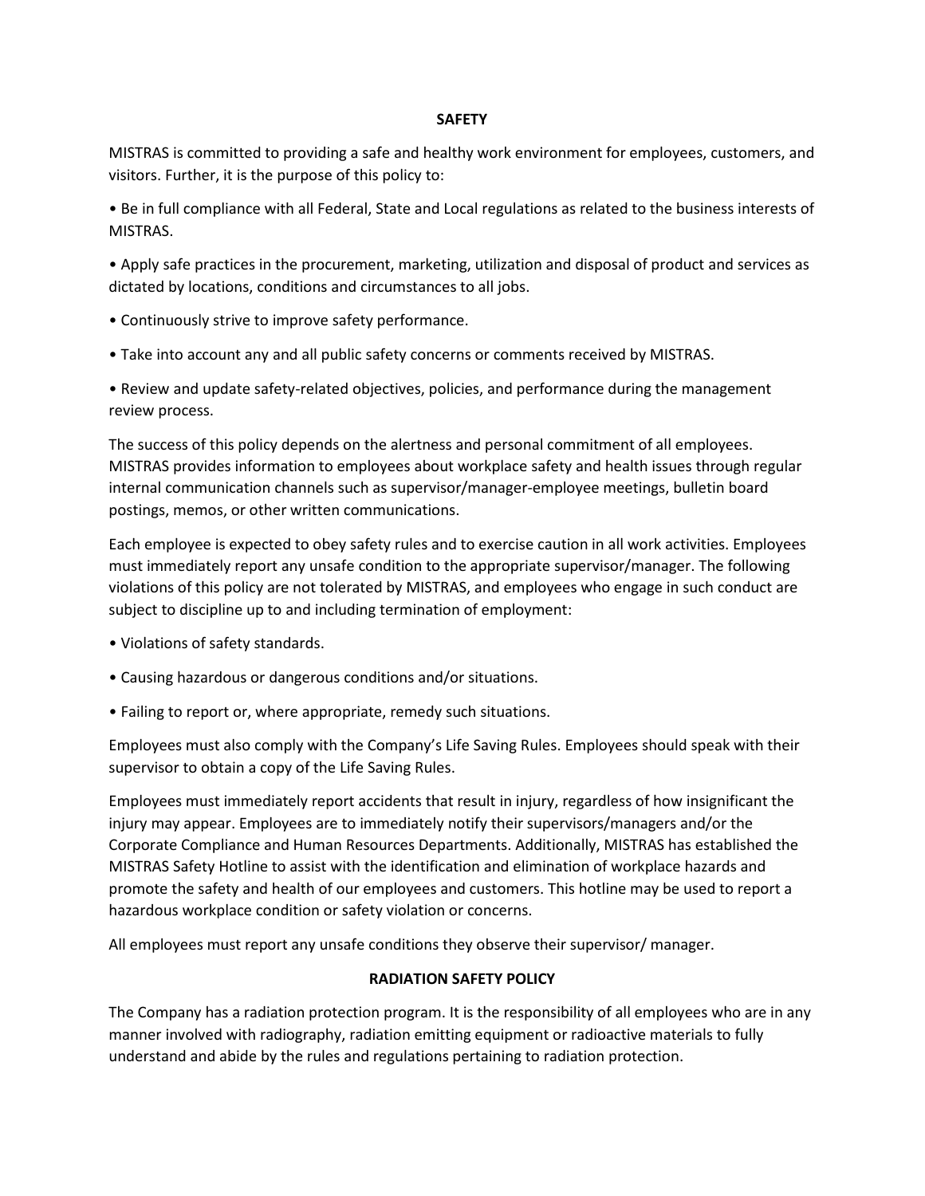## SAFETY

MISTRAS is committed to providing a safe and healthy work environment for employees, customers, and visitors. Further, it is the purpose of this policy to:

- Be in full compliance with all Federal, State and Local regulations as related to the business interests of MISTRAS.
- Apply safe practices in the procurement, marketing, utilization and disposal of product and services as dictated by locations, conditions and circumstances to all jobs.
- Continuously strive to improve safety performance.
- Take into account any and all public safety concerns or comments received by MISTRAS.
- Review and update safety-related objectives, policies, and performance during the management review process.

The success of this policy depends on the alertness and personal commitment of all employees. MISTRAS provides information to employees about workplace safety and health issues through regular internal communication channels such as supervisor/manager-employee meetings, bulletin board postings, memos, or other written communications.

Each employee is expected to obey safety rules and to exercise caution in all work activities. Employees must immediately report any unsafe condition to the appropriate supervisor/manager. The following violations of this policy are not tolerated by MISTRAS, and employees who engage in such conduct are subject to discipline up to and including termination of employment:

- Violations of safety standards.
- Causing hazardous or dangerous conditions and/or situations.
- Failing to report or, where appropriate, remedy such situations.

Employees must also comply with the Company's Life Saving Rules. Employees should speak with their supervisor to obtain a copy of the Life Saving Rules.

Employees must immediately report accidents that result in injury, regardless of how insignificant the injury may appear. Employees are to immediately notify their supervisors/managers and/or the Corporate Compliance and Human Resources Departments. Additionally, MISTRAS has established the MISTRAS Safety Hotline to assist with the identification and elimination of workplace hazards and promote the safety and health of our employees and customers. This hotline may be used to report a hazardous workplace condition or safety violation or concerns.

All employees must report any unsafe conditions they observe their supervisor/ manager.

## RADIATION SAFETY POLICY

The Company has a radiation protection program. It is the responsibility of all employees who are in any manner involved with radiography, radiation emitting equipment or radioactive materials to fully understand and abide by the rules and regulations pertaining to radiation protection.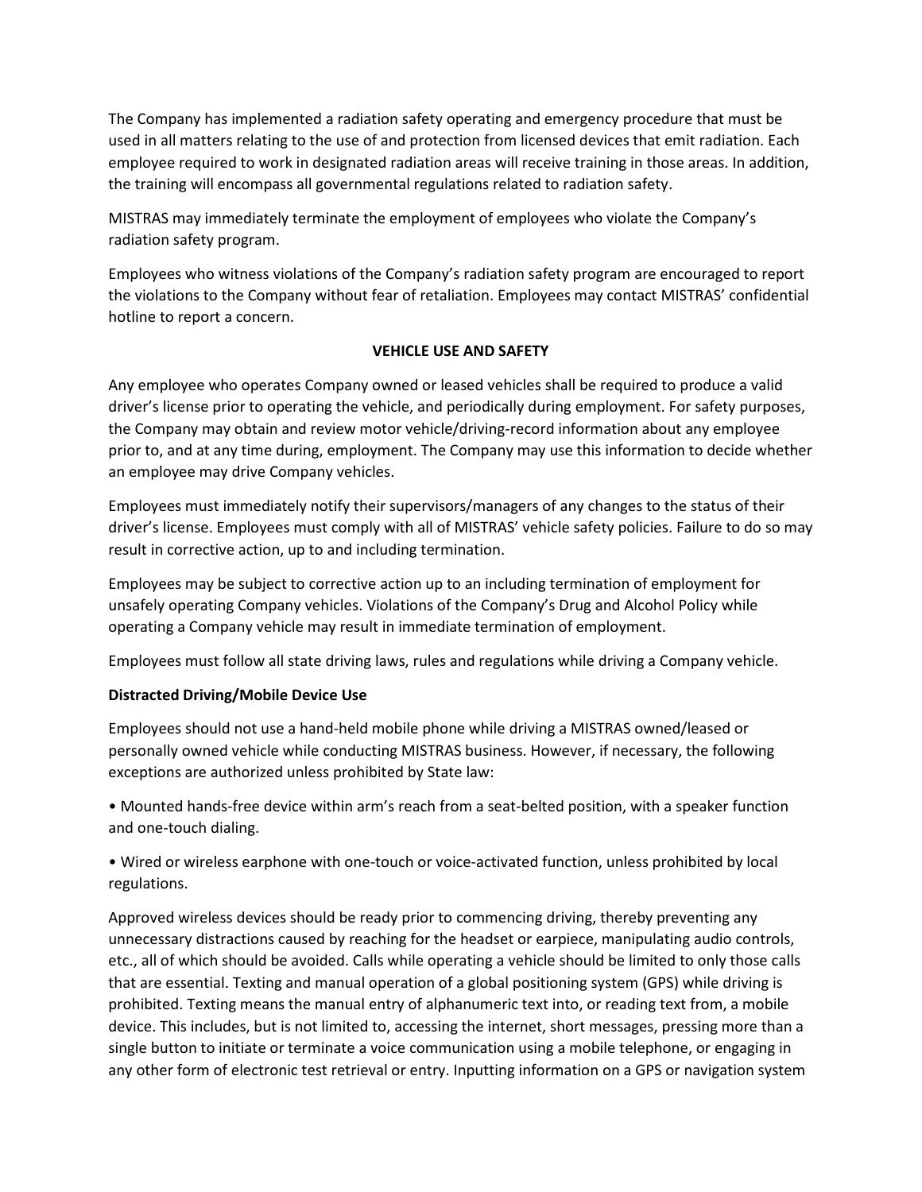The Company has implemented a radiation safety operating and emergency procedure that must be used in all matters relating to the use of and protection from licensed devices that emit radiation. Each employee required to work in designated radiation areas will receive training in those areas. In addition, the training will encompass all governmental regulations related to radiation safety.

MISTRAS may immediately terminate the employment of employees who violate the Company's radiation safety program.

Employees who witness violations of the Company's radiation safety program are encouraged to report the violations to the Company without fear of retaliation. Employees may contact MISTRAS' confidential hotline to report a concern.

## VEHICLE USE AND SAFETY

Any employee who operates Company owned or leased vehicles shall be required to produce a valid driver's license prior to operating the vehicle, and periodically during employment. For safety purposes, the Company may obtain and review motor vehicle/driving-record information about any employee prior to, and at any time during, employment. The Company may use this information to decide whether an employee may drive Company vehicles.

Employees must immediately notify their supervisors/managers of any changes to the status of their driver's license. Employees must comply with all of MISTRAS' vehicle safety policies. Failure to do so may result in corrective action, up to and including termination.

Employees may be subject to corrective action up to an including termination of employment for unsafely operating Company vehicles. Violations of the Company's Drug and Alcohol Policy while operating a Company vehicle may result in immediate termination of employment.

Employees must follow all state driving laws, rules and regulations while driving a Company vehicle.

### Distracted Driving/Mobile Device Use

Employees should not use a hand-held mobile phone while driving a MISTRAS owned/leased or personally owned vehicle while conducting MISTRAS business. However, if necessary, the following exceptions are authorized unless prohibited by State law:

- Mounted hands-free device within arm's reach from a seat-belted position, with a speaker function and one-touch dialing.

- Wired or wireless earphone with one-touch or voice-activated function, unless prohibited by local regulations.

Approved wireless devices should be ready prior to commencing driving, thereby preventing any unnecessary distractions caused by reaching for the headset or earpiece, manipulating audio controls, etc., all of which should be avoided. Calls while operating a vehicle should be limited to only those calls that are essential. Texting and manual operation of a global positioning system (GPS) while driving is prohibited. Texting means the manual entry of alphanumeric text into, or reading text from, a mobile device. This includes, but is not limited to, accessing the internet, short messages, pressing more than a single button to initiate or terminate a voice communication using a mobile telephone, or engaging in any other form of electronic test retrieval or entry. Inputting information on a GPS or navigation system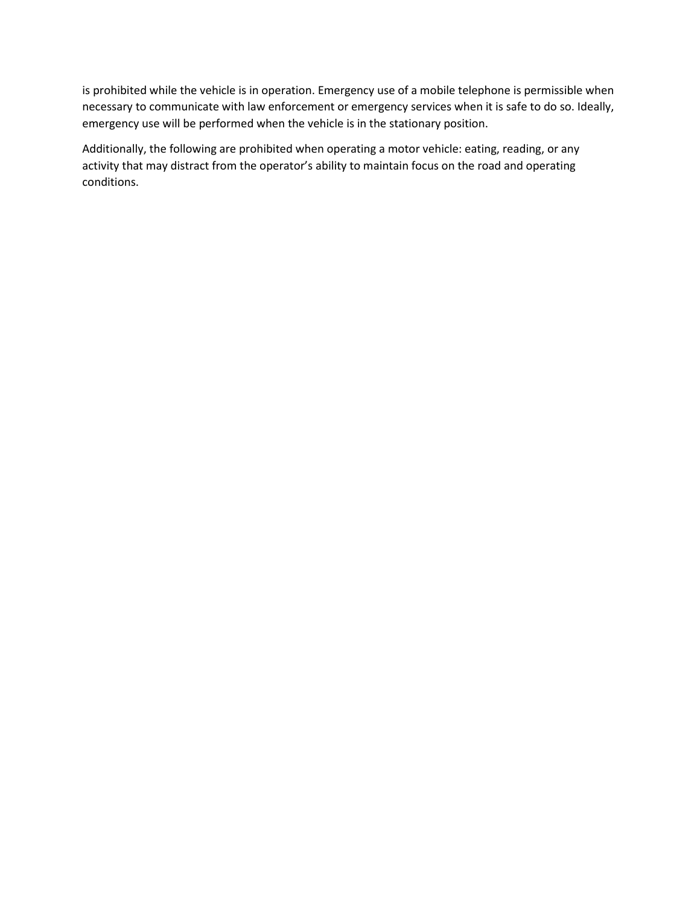is prohibited while the vehicle is in operation. Emergency use of a mobile telephone is permissible when necessary to communicate with law enforcement or emergency services when it is safe to do so. Ideally, emergency use will be performed when the vehicle is in the stationary position.

Additionally, the following are prohibited when operating a motor vehicle: eating, reading, or any activity that may distract from the operator's ability to maintain focus on the road and operating conditions.